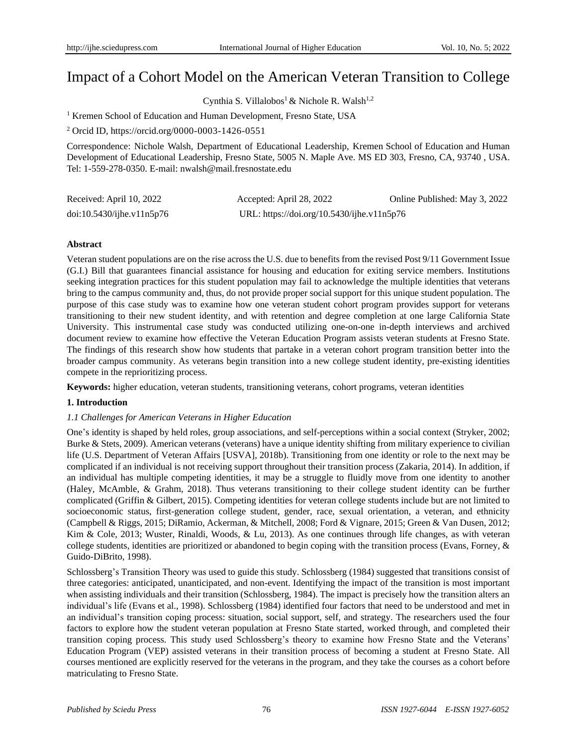# Impact of a Cohort Model on the American Veteran Transition to College

Cynthia S. Villalobos[1] & Nichole R. Walsh[1,2]

[1] Kremen School of Education and Human Development, Fresno State, USA

[2] Orcid ID, https://orcid.org/0000-0003-1426-0551

Correspondence: Nichole Walsh, Department of Educational Leadership, Kremen School of Education and Human Development of Educational Leadership, Fresno State, 5005 N. Maple Ave. MS ED 303, Fresno, CA, 93740 , USA. Tel: 1-559-278-0350. E-mail: nwalsh@mail.fresnostate.edu

Received: April 10, 2022 Accepted: April 28, 2022 Online Published: May 3, 2022

doi:10.5430/ijhe.v11n5p76 URL: https://doi.org/10.5430/ijhe.v11n5p76

## Abstract

Veteran student populations are on the rise across the U.S. due to benefits from the revised Post 9/11 Government Issue (G.I.) Bill that guarantees financial assistance for housing and education for exiting service members. Institutions seeking integration practices for this student population may fail to acknowledge the multiple identities that veterans bring to the campus community and, thus, do not provide proper social support for this unique student population. The purpose of this case study was to examine how one veteran student cohort program provides support for veterans transitioning to their new student identity, and with retention and degree completion at one large California State University. This instrumental case study was conducted utilizing one-on-one in-depth interviews and archived document review to examine how effective the Veteran Education Program assists veteran students at Fresno State. The findings of this research show how students that partake in a veteran cohort program transition better into the broader campus community. As veterans begin transition into a new college student identity, pre-existing identities compete in the reprioritizing process.

**Keywords:** higher education, veteran students, transitioning veterans, cohort programs, veteran identities

## 1. Introduction

### 1.1 Challenges for American Veterans in Higher Education

One's identity is shaped by held roles, group associations, and self-perceptions within a social context (Stryker, 2002; Burke & Stets, 2009). American veterans (veterans) have a unique identity shifting from military experience to civilian life (U.S. Department of Veteran Affairs [USVA], 2018b). Transitioning from one identity or role to the next may be complicated if an individual is not receiving support throughout their transition process (Zakaria, 2014). In addition, if an individual has multiple competing identities, it may be a struggle to fluidly move from one identity to another (Haley, McAmble, & Grahm, 2018). Thus veterans transitioning to their college student identity can be further complicated (Griffin & Gilbert, 2015). Competing identities for veteran college students include but are not limited to socioeconomic status, first-generation college student, gender, race, sexual orientation, a veteran, and ethnicity (Campbell & Riggs, 2015; DiRamio, Ackerman, & Mitchell, 2008; Ford & Vignare, 2015; Green & Van Dusen, 2012; Kim & Cole, 2013; Wuster, Rinaldi, Woods, & Lu, 2013). As one continues through life changes, as with veteran college students, identities are prioritized or abandoned to begin coping with the transition process (Evans, Forney, & Guido-DiBrito, 1998).

Schlossberg's Transition Theory was used to guide this study. Schlossberg (1984) suggested that transitions consist of three categories: anticipated, unanticipated, and non-event. Identifying the impact of the transition is most important when assisting individuals and their transition (Schlossberg, 1984). The impact is precisely how the transition alters an individual's life (Evans et al., 1998). Schlossberg (1984) identified four factors that need to be understood and met in an individual's transition coping process: situation, social support, self, and strategy. The researchers used the four factors to explore how the student veteran population at Fresno State started, worked through, and completed their transition coping process. This study used Schlossberg's theory to examine how Fresno State and the Veterans' Education Program (VEP) assisted veterans in their transition process of becoming a student at Fresno State. All courses mentioned are explicitly reserved for the veterans in the program, and they take the courses as a cohort before matriculating to Fresno State.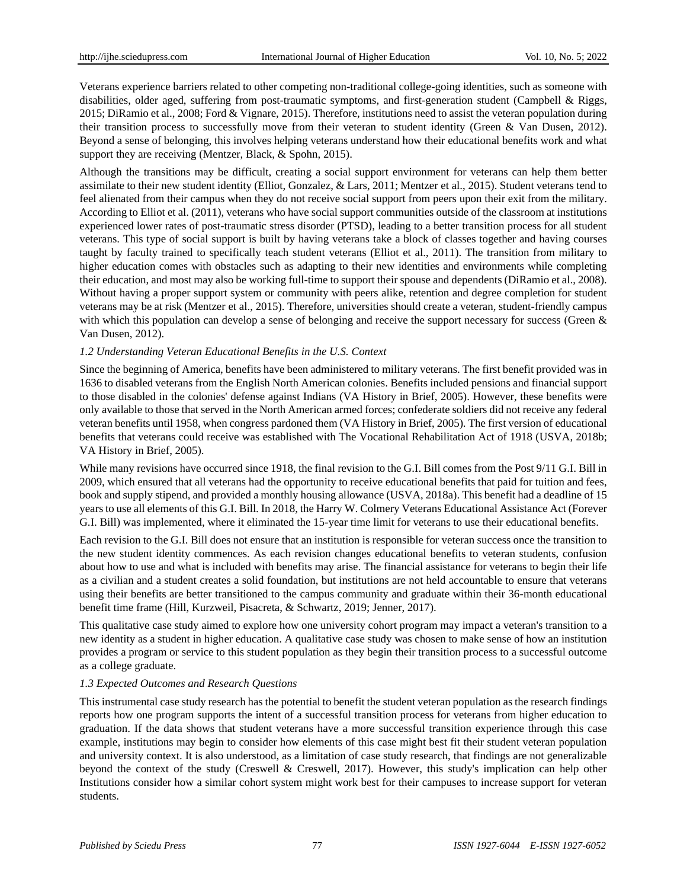Veterans experience barriers related to other competing non-traditional college-going identities, such as someone with disabilities, older aged, suffering from post-traumatic symptoms, and first-generation student (Campbell & Riggs, 2015; DiRamio et al., 2008; Ford & Vignare, 2015). Therefore, institutions need to assist the veteran population during their transition process to successfully move from their veteran to student identity (Green & Van Dusen, 2012). Beyond a sense of belonging, this involves helping veterans understand how their educational benefits work and what support they are receiving (Mentzer, Black, & Spohn, 2015).

Although the transitions may be difficult, creating a social support environment for veterans can help them better assimilate to their new student identity (Elliot, Gonzalez, & Lars, 2011; Mentzer et al., 2015). Student veterans tend to feel alienated from their campus when they do not receive social support from peers upon their exit from the military. According to Elliot et al. (2011), veterans who have social support communities outside of the classroom at institutions experienced lower rates of post-traumatic stress disorder (PTSD), leading to a better transition process for all student veterans. This type of social support is built by having veterans take a block of classes together and having courses taught by faculty trained to specifically teach student veterans (Elliot et al., 2011). The transition from military to higher education comes with obstacles such as adapting to their new identities and environments while completing their education, and most may also be working full-time to support their spouse and dependents (DiRamio et al., 2008). Without having a proper support system or community with peers alike, retention and degree completion for student veterans may be at risk (Mentzer et al., 2015). Therefore, universities should create a veteran, student-friendly campus with which this population can develop a sense of belonging and receive the support necessary for success (Green & Van Dusen, 2012).

### *1.2 Understanding Veteran Educational Benefits in the U.S. Context*

Since the beginning of America, benefits have been administered to military veterans. The first benefit provided was in 1636 to disabled veterans from the English North American colonies. Benefits included pensions and financial support to those disabled in the colonies' defense against Indians (VA History in Brief, 2005). However, these benefits were only available to those that served in the North American armed forces; confederate soldiers did not receive any federal veteran benefits until 1958, when congress pardoned them (VA History in Brief, 2005). The first version of educational benefits that veterans could receive was established with The Vocational Rehabilitation Act of 1918 (USVA, 2018b; VA History in Brief, 2005).

While many revisions have occurred since 1918, the final revision to the G.I. Bill comes from the Post 9/11 G.I. Bill in 2009, which ensured that all veterans had the opportunity to receive educational benefits that paid for tuition and fees, book and supply stipend, and provided a monthly housing allowance (USVA, 2018a). This benefit had a deadline of 15 years to use all elements of this G.I. Bill. In 2018, the Harry W. Colmery Veterans Educational Assistance Act (Forever G.I. Bill) was implemented, where it eliminated the 15-year time limit for veterans to use their educational benefits.

Each revision to the G.I. Bill does not ensure that an institution is responsible for veteran success once the transition to the new student identity commences. As each revision changes educational benefits to veteran students, confusion about how to use and what is included with benefits may arise. The financial assistance for veterans to begin their life as a civilian and a student creates a solid foundation, but institutions are not held accountable to ensure that veterans using their benefits are better transitioned to the campus community and graduate within their 36-month educational benefit time frame (Hill, Kurzweil, Pisacreta, & Schwartz, 2019; Jenner, 2017).

This qualitative case study aimed to explore how one university cohort program may impact a veteran's transition to a new identity as a student in higher education. A qualitative case study was chosen to make sense of how an institution provides a program or service to this student population as they begin their transition process to a successful outcome as a college graduate.

### *1.3 Expected Outcomes and Research Questions*

This instrumental case study research has the potential to benefit the student veteran population as the research findings reports how one program supports the intent of a successful transition process for veterans from higher education to graduation. If the data shows that student veterans have a more successful transition experience through this case example, institutions may begin to consider how elements of this case might best fit their student veteran population and university context. It is also understood, as a limitation of case study research, that findings are not generalizable beyond the context of the study (Creswell & Creswell, 2017). However, this study's implication can help other Institutions consider how a similar cohort system might work best for their campuses to increase support for veteran students.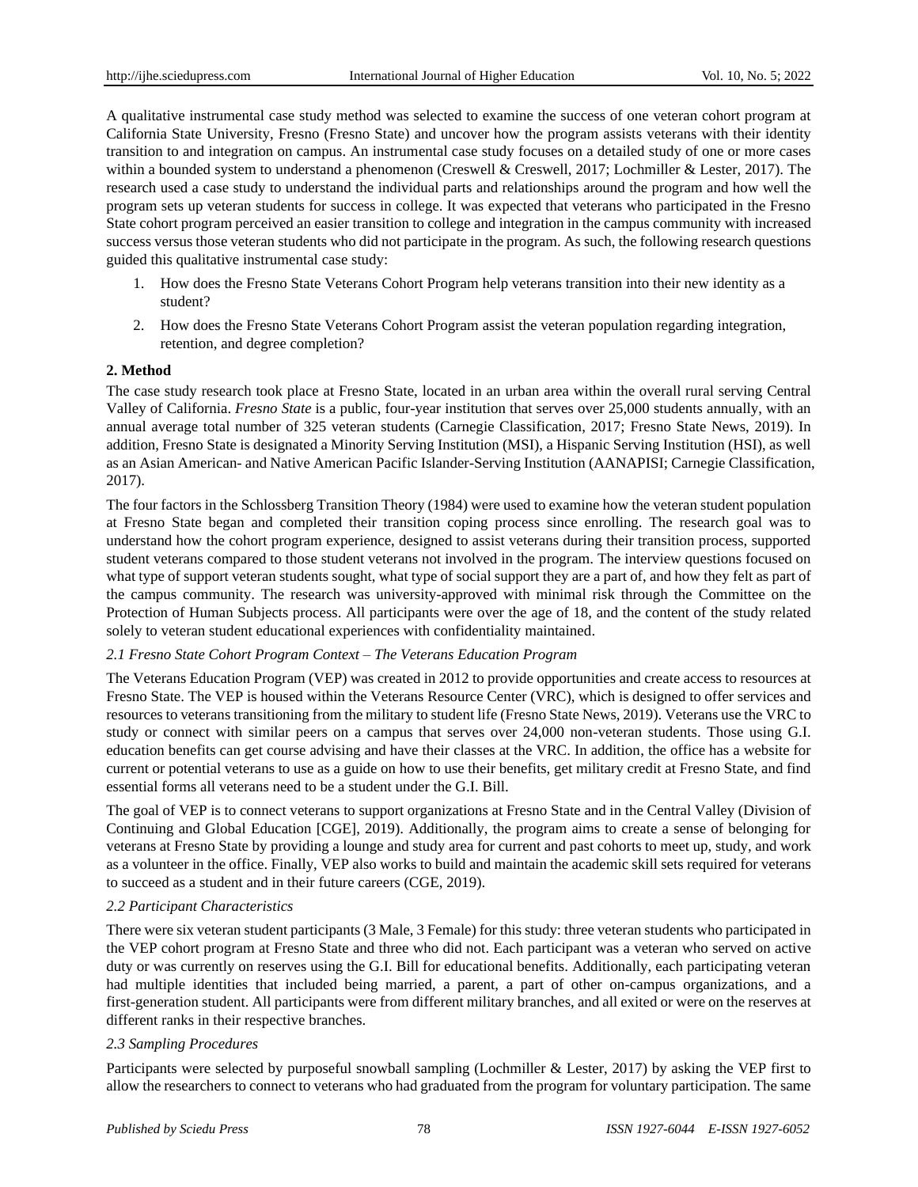A qualitative instrumental case study method was selected to examine the success of one veteran cohort program at California State University, Fresno (Fresno State) and uncover how the program assists veterans with their identity transition to and integration on campus. An instrumental case study focuses on a detailed study of one or more cases within a bounded system to understand a phenomenon (Creswell & Creswell, 2017; Lochmiller & Lester, 2017). The research used a case study to understand the individual parts and relationships around the program and how well the program sets up veteran students for success in college. It was expected that veterans who participated in the Fresno State cohort program perceived an easier transition to college and integration in the campus community with increased success versus those veteran students who did not participate in the program. As such, the following research questions guided this qualitative instrumental case study:

1. How does the Fresno State Veterans Cohort Program help veterans transition into their new identity as a student?
2. How does the Fresno State Veterans Cohort Program assist the veteran population regarding integration, retention, and degree completion?

## 2. Method

The case study research took place at Fresno State, located in an urban area within the overall rural serving Central Valley of California. *Fresno State* is a public, four-year institution that serves over 25,000 students annually, with an annual average total number of 325 veteran students (Carnegie Classification, 2017; Fresno State News, 2019). In addition, Fresno State is designated a Minority Serving Institution (MSI), a Hispanic Serving Institution (HSI), as well as an Asian American- and Native American Pacific Islander-Serving Institution (AANAPISI; Carnegie Classification, 2017).

The four factors in the Schlossberg Transition Theory (1984) were used to examine how the veteran student population at Fresno State began and completed their transition coping process since enrolling. The research goal was to understand how the cohort program experience, designed to assist veterans during their transition process, supported student veterans compared to those student veterans not involved in the program. The interview questions focused on what type of support veteran students sought, what type of social support they are a part of, and how they felt as part of the campus community. The research was university-approved with minimal risk through the Committee on the Protection of Human Subjects process. All participants were over the age of 18, and the content of the study related solely to veteran student educational experiences with confidentiality maintained.

### *2.1 Fresno State Cohort Program Context – The Veterans Education Program*

The Veterans Education Program (VEP) was created in 2012 to provide opportunities and create access to resources at Fresno State. The VEP is housed within the Veterans Resource Center (VRC), which is designed to offer services and resources to veterans transitioning from the military to student life (Fresno State News, 2019). Veterans use the VRC to study or connect with similar peers on a campus that serves over 24,000 non-veteran students. Those using G.I. education benefits can get course advising and have their classes at the VRC. In addition, the office has a website for current or potential veterans to use as a guide on how to use their benefits, get military credit at Fresno State, and find essential forms all veterans need to be a student under the G.I. Bill.

The goal of VEP is to connect veterans to support organizations at Fresno State and in the Central Valley (Division of Continuing and Global Education [CGE], 2019). Additionally, the program aims to create a sense of belonging for veterans at Fresno State by providing a lounge and study area for current and past cohorts to meet up, study, and work as a volunteer in the office. Finally, VEP also works to build and maintain the academic skill sets required for veterans to succeed as a student and in their future careers (CGE, 2019).

### *2.2 Participant Characteristics*

There were six veteran student participants (3 Male, 3 Female) for this study: three veteran students who participated in the VEP cohort program at Fresno State and three who did not. Each participant was a veteran who served on active duty or was currently on reserves using the G.I. Bill for educational benefits. Additionally, each participating veteran had multiple identities that included being married, a parent, a part of other on-campus organizations, and a first-generation student. All participants were from different military branches, and all exited or were on the reserves at different ranks in their respective branches.

### *2.3 Sampling Procedures*

Participants were selected by purposeful snowball sampling (Lochmiller & Lester, 2017) by asking the VEP first to allow the researchers to connect to veterans who had graduated from the program for voluntary participation. The same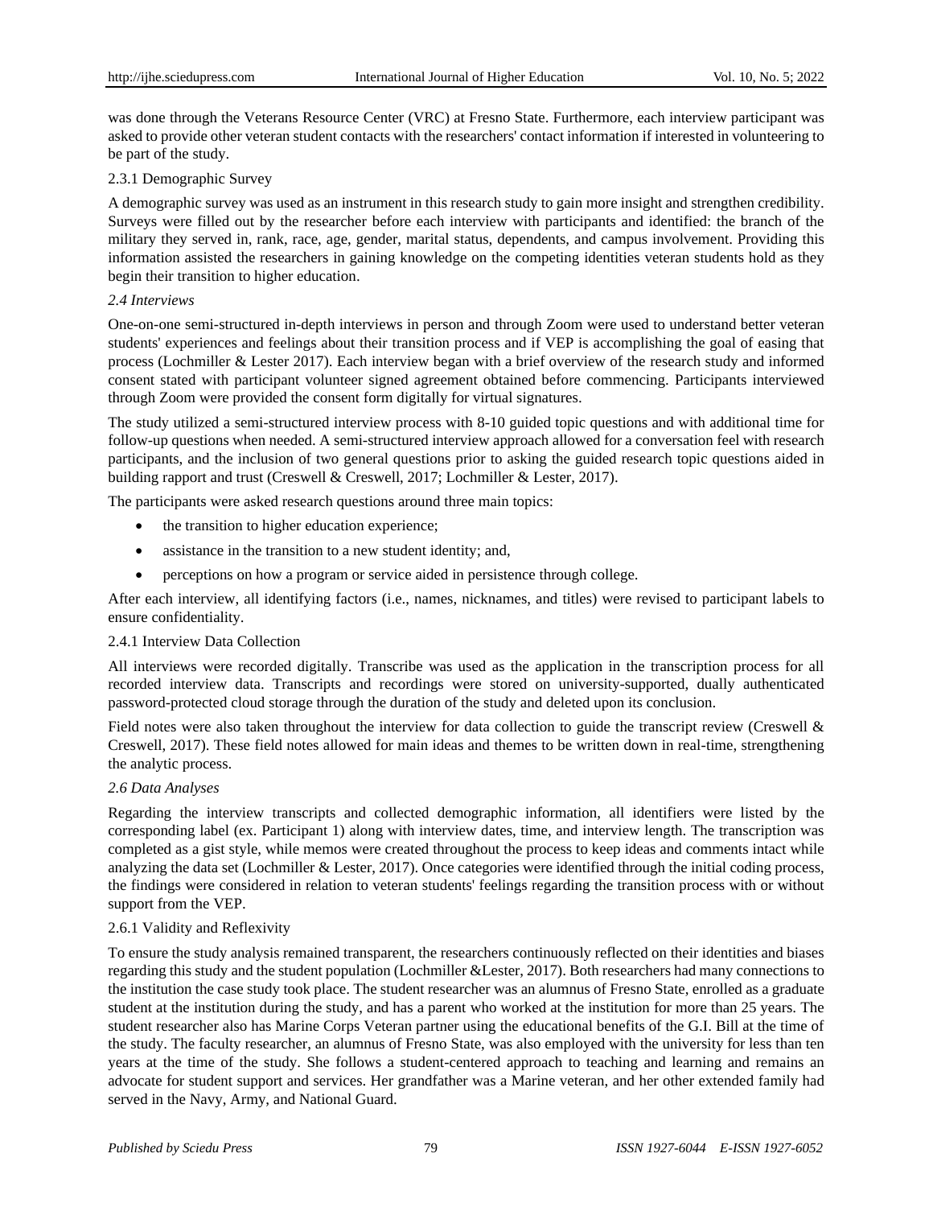was done through the Veterans Resource Center (VRC) at Fresno State. Furthermore, each interview participant was asked to provide other veteran student contacts with the researchers' contact information if interested in volunteering to be part of the study.

#### 2.3.1 Demographic Survey

A demographic survey was used as an instrument in this research study to gain more insight and strengthen credibility. Surveys were filled out by the researcher before each interview with participants and identified: the branch of the military they served in, rank, race, age, gender, marital status, dependents, and campus involvement. Providing this information assisted the researchers in gaining knowledge on the competing identities veteran students hold as they begin their transition to higher education.

### *2.4 Interviews*

One-on-one semi-structured in-depth interviews in person and through Zoom were used to understand better veteran students' experiences and feelings about their transition process and if VEP is accomplishing the goal of easing that process (Lochmiller & Lester 2017). Each interview began with a brief overview of the research study and informed consent stated with participant volunteer signed agreement obtained before commencing. Participants interviewed through Zoom were provided the consent form digitally for virtual signatures.

The study utilized a semi-structured interview process with 8-10 guided topic questions and with additional time for follow-up questions when needed. A semi-structured interview approach allowed for a conversation feel with research participants, and the inclusion of two general questions prior to asking the guided research topic questions aided in building rapport and trust (Creswell & Creswell, 2017; Lochmiller & Lester, 2017).

The participants were asked research questions around three main topics:

- the transition to higher education experience;
- assistance in the transition to a new student identity; and,
- perceptions on how a program or service aided in persistence through college.

After each interview, all identifying factors (i.e., names, nicknames, and titles) were revised to participant labels to ensure confidentiality.

#### 2.4.1 Interview Data Collection

All interviews were recorded digitally. Transcribe was used as the application in the transcription process for all recorded interview data. Transcripts and recordings were stored on university-supported, dually authenticated password-protected cloud storage through the duration of the study and deleted upon its conclusion.

Field notes were also taken throughout the interview for data collection to guide the transcript review (Creswell & Creswell, 2017). These field notes allowed for main ideas and themes to be written down in real-time, strengthening the analytic process.

### *2.6 Data Analyses*

Regarding the interview transcripts and collected demographic information, all identifiers were listed by the corresponding label (ex. Participant 1) along with interview dates, time, and interview length. The transcription was completed as a gist style, while memos were created throughout the process to keep ideas and comments intact while analyzing the data set (Lochmiller & Lester, 2017). Once categories were identified through the initial coding process, the findings were considered in relation to veteran students' feelings regarding the transition process with or without support from the VEP.

#### 2.6.1 Validity and Reflexivity

To ensure the study analysis remained transparent, the researchers continuously reflected on their identities and biases regarding this study and the student population (Lochmiller &Lester, 2017). Both researchers had many connections to the institution the case study took place. The student researcher was an alumnus of Fresno State, enrolled as a graduate student at the institution during the study, and has a parent who worked at the institution for more than 25 years. The student researcher also has Marine Corps Veteran partner using the educational benefits of the G.I. Bill at the time of the study. The faculty researcher, an alumnus of Fresno State, was also employed with the university for less than ten years at the time of the study. She follows a student-centered approach to teaching and learning and remains an advocate for student support and services. Her grandfather was a Marine veteran, and her other extended family had served in the Navy, Army, and National Guard.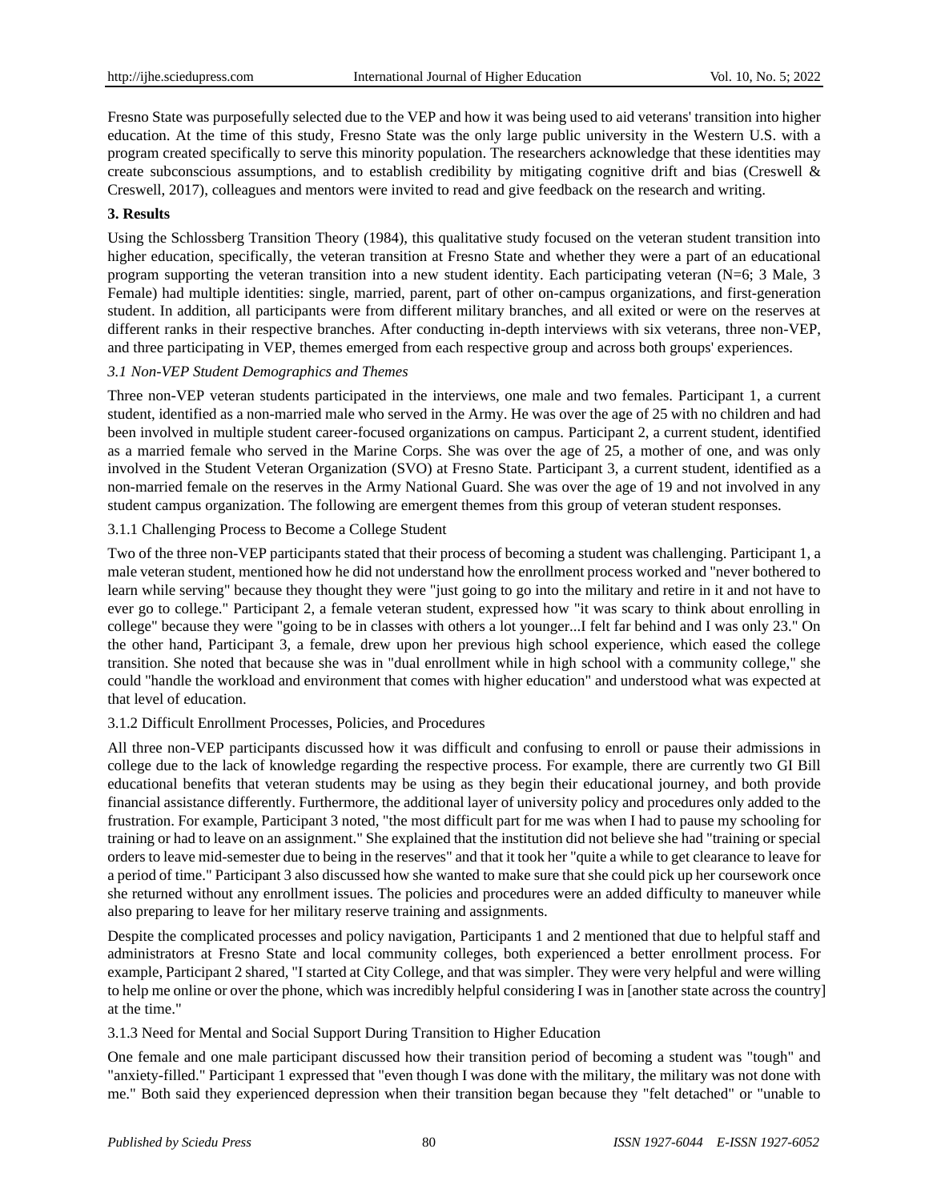Fresno State was purposefully selected due to the VEP and how it was being used to aid veterans' transition into higher education. At the time of this study, Fresno State was the only large public university in the Western U.S. with a program created specifically to serve this minority population. The researchers acknowledge that these identities may create subconscious assumptions, and to establish credibility by mitigating cognitive drift and bias (Creswell & Creswell, 2017), colleagues and mentors were invited to read and give feedback on the research and writing.

## 3. Results

Using the Schlossberg Transition Theory (1984), this qualitative study focused on the veteran student transition into higher education, specifically, the veteran transition at Fresno State and whether they were a part of an educational program supporting the veteran transition into a new student identity. Each participating veteran (N=6; 3 Male, 3 Female) had multiple identities: single, married, parent, part of other on-campus organizations, and first-generation student. In addition, all participants were from different military branches, and all exited or were on the reserves at different ranks in their respective branches. After conducting in-depth interviews with six veterans, three non-VEP, and three participating in VEP, themes emerged from each respective group and across both groups' experiences.

### *3.1 Non-VEP Student Demographics and Themes*

Three non-VEP veteran students participated in the interviews, one male and two females. Participant 1, a current student, identified as a non-married male who served in the Army. He was over the age of 25 with no children and had been involved in multiple student career-focused organizations on campus. Participant 2, a current student, identified as a married female who served in the Marine Corps. She was over the age of 25, a mother of one, and was only involved in the Student Veteran Organization (SVO) at Fresno State. Participant 3, a current student, identified as a non-married female on the reserves in the Army National Guard. She was over the age of 19 and not involved in any student campus organization. The following are emergent themes from this group of veteran student responses.

#### 3.1.1 Challenging Process to Become a College Student

Two of the three non-VEP participants stated that their process of becoming a student was challenging. Participant 1, a male veteran student, mentioned how he did not understand how the enrollment process worked and "never bothered to learn while serving" because they thought they were "just going to go into the military and retire in it and not have to ever go to college." Participant 2, a female veteran student, expressed how "it was scary to think about enrolling in college" because they were "going to be in classes with others a lot younger...I felt far behind and I was only 23." On the other hand, Participant 3, a female, drew upon her previous high school experience, which eased the college transition. She noted that because she was in "dual enrollment while in high school with a community college," she could "handle the workload and environment that comes with higher education" and understood what was expected at that level of education.

#### 3.1.2 Difficult Enrollment Processes, Policies, and Procedures

All three non-VEP participants discussed how it was difficult and confusing to enroll or pause their admissions in college due to the lack of knowledge regarding the respective process. For example, there are currently two GI Bill educational benefits that veteran students may be using as they begin their educational journey, and both provide financial assistance differently. Furthermore, the additional layer of university policy and procedures only added to the frustration. For example, Participant 3 noted, "the most difficult part for me was when I had to pause my schooling for training or had to leave on an assignment." She explained that the institution did not believe she had "training or special orders to leave mid-semester due to being in the reserves" and that it took her "quite a while to get clearance to leave for a period of time." Participant 3 also discussed how she wanted to make sure that she could pick up her coursework once she returned without any enrollment issues. The policies and procedures were an added difficulty to maneuver while also preparing to leave for her military reserve training and assignments.

Despite the complicated processes and policy navigation, Participants 1 and 2 mentioned that due to helpful staff and administrators at Fresno State and local community colleges, both experienced a better enrollment process. For example, Participant 2 shared, "I started at City College, and that was simpler. They were very helpful and were willing to help me online or over the phone, which was incredibly helpful considering I was in [another state across the country] at the time."

#### 3.1.3 Need for Mental and Social Support During Transition to Higher Education

One female and one male participant discussed how their transition period of becoming a student was "tough" and "anxiety-filled." Participant 1 expressed that "even though I was done with the military, the military was not done with me." Both said they experienced depression when their transition began because they "felt detached" or "unable to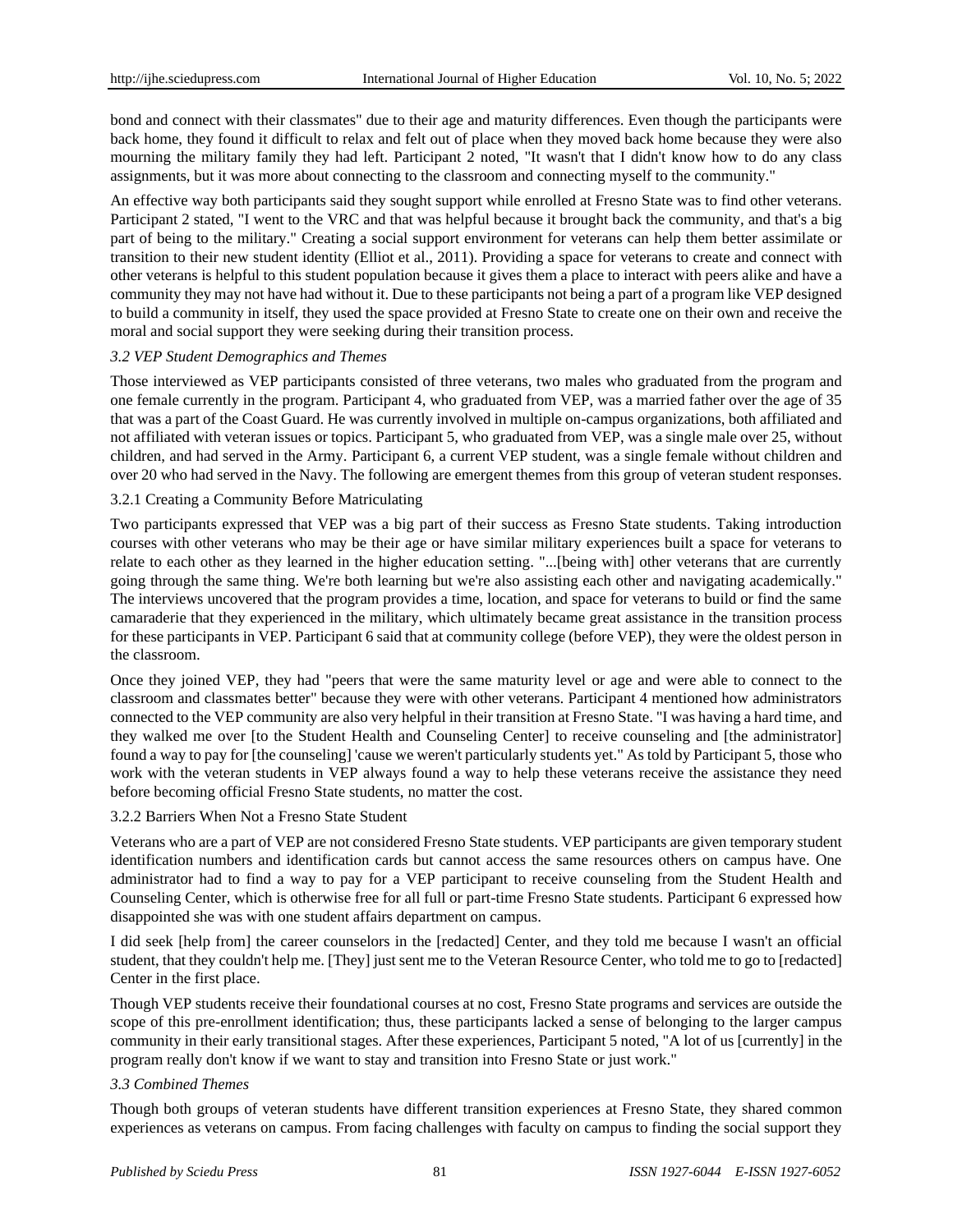bond and connect with their classmates" due to their age and maturity differences. Even though the participants were back home, they found it difficult to relax and felt out of place when they moved back home because they were also mourning the military family they had left. Participant 2 noted, "It wasn't that I didn't know how to do any class assignments, but it was more about connecting to the classroom and connecting myself to the community."

An effective way both participants said they sought support while enrolled at Fresno State was to find other veterans. Participant 2 stated, "I went to the VRC and that was helpful because it brought back the community, and that's a big part of being to the military." Creating a social support environment for veterans can help them better assimilate or transition to their new student identity (Elliot et al., 2011). Providing a space for veterans to create and connect with other veterans is helpful to this student population because it gives them a place to interact with peers alike and have a community they may not have had without it. Due to these participants not being a part of a program like VEP designed to build a community in itself, they used the space provided at Fresno State to create one on their own and receive the moral and social support they were seeking during their transition process.

### *3.2 VEP Student Demographics and Themes*

Those interviewed as VEP participants consisted of three veterans, two males who graduated from the program and one female currently in the program. Participant 4, who graduated from VEP, was a married father over the age of 35 that was a part of the Coast Guard. He was currently involved in multiple on-campus organizations, both affiliated and not affiliated with veteran issues or topics. Participant 5, who graduated from VEP, was a single male over 25, without children, and had served in the Army. Participant 6, a current VEP student, was a single female without children and over 20 who had served in the Navy. The following are emergent themes from this group of veteran student responses.

#### 3.2.1 Creating a Community Before Matriculating

Two participants expressed that VEP was a big part of their success as Fresno State students. Taking introduction courses with other veterans who may be their age or have similar military experiences built a space for veterans to relate to each other as they learned in the higher education setting. "...[being with] other veterans that are currently going through the same thing. We're both learning but we're also assisting each other and navigating academically." The interviews uncovered that the program provides a time, location, and space for veterans to build or find the same camaraderie that they experienced in the military, which ultimately became great assistance in the transition process for these participants in VEP. Participant 6 said that at community college (before VEP), they were the oldest person in the classroom.

Once they joined VEP, they had "peers that were the same maturity level or age and were able to connect to the classroom and classmates better" because they were with other veterans. Participant 4 mentioned how administrators connected to the VEP community are also very helpful in their transition at Fresno State. "I was having a hard time, and they walked me over [to the Student Health and Counseling Center] to receive counseling and [the administrator] found a way to pay for [the counseling] 'cause we weren't particularly students yet." As told by Participant 5, those who work with the veteran students in VEP always found a way to help these veterans receive the assistance they need before becoming official Fresno State students, no matter the cost.

#### 3.2.2 Barriers When Not a Fresno State Student

Veterans who are a part of VEP are not considered Fresno State students. VEP participants are given temporary student identification numbers and identification cards but cannot access the same resources others on campus have. One administrator had to find a way to pay for a VEP participant to receive counseling from the Student Health and Counseling Center, which is otherwise free for all full or part-time Fresno State students. Participant 6 expressed how disappointed she was with one student affairs department on campus.

I did seek [help from] the career counselors in the [redacted] Center, and they told me because I wasn't an official student, that they couldn't help me. [They] just sent me to the Veteran Resource Center, who told me to go to [redacted] Center in the first place.

Though VEP students receive their foundational courses at no cost, Fresno State programs and services are outside the scope of this pre-enrollment identification; thus, these participants lacked a sense of belonging to the larger campus community in their early transitional stages. After these experiences, Participant 5 noted, "A lot of us [currently] in the program really don't know if we want to stay and transition into Fresno State or just work."

### *3.3 Combined Themes*

Though both groups of veteran students have different transition experiences at Fresno State, they shared common experiences as veterans on campus. From facing challenges with faculty on campus to finding the social support they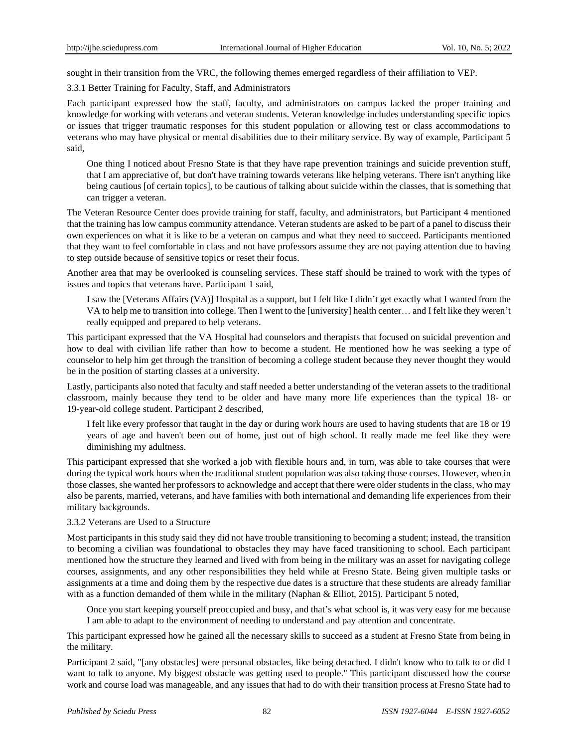sought in their transition from the VRC, the following themes emerged regardless of their affiliation to VEP.

### 3.3.1 Better Training for Faculty, Staff, and Administrators

Each participant expressed how the staff, faculty, and administrators on campus lacked the proper training and knowledge for working with veterans and veteran students. Veteran knowledge includes understanding specific topics or issues that trigger traumatic responses for this student population or allowing test or class accommodations to veterans who may have physical or mental disabilities due to their military service. By way of example, Participant 5 said,

> One thing I noticed about Fresno State is that they have rape prevention trainings and suicide prevention stuff, that I am appreciative of, but don't have training towards veterans like helping veterans. There isn't anything like being cautious [of certain topics], to be cautious of talking about suicide within the classes, that is something that can trigger a veteran.

The Veteran Resource Center does provide training for staff, faculty, and administrators, but Participant 4 mentioned that the training has low campus community attendance. Veteran students are asked to be part of a panel to discuss their own experiences on what it is like to be a veteran on campus and what they need to succeed. Participants mentioned that they want to feel comfortable in class and not have professors assume they are not paying attention due to having to step outside because of sensitive topics or reset their focus.

Another area that may be overlooked is counseling services. These staff should be trained to work with the types of issues and topics that veterans have. Participant 1 said,

> I saw the [Veterans Affairs (VA)] Hospital as a support, but I felt like I didn't get exactly what I wanted from the VA to help me to transition into college. Then I went to the [university] health center… and I felt like they weren't really equipped and prepared to help veterans.

This participant expressed that the VA Hospital had counselors and therapists that focused on suicidal prevention and how to deal with civilian life rather than how to become a student. He mentioned how he was seeking a type of counselor to help him get through the transition of becoming a college student because they never thought they would be in the position of starting classes at a university.

Lastly, participants also noted that faculty and staff needed a better understanding of the veteran assets to the traditional classroom, mainly because they tend to be older and have many more life experiences than the typical 18- or 19-year-old college student. Participant 2 described,

> I felt like every professor that taught in the day or during work hours are used to having students that are 18 or 19 years of age and haven't been out of home, just out of high school. It really made me feel like they were diminishing my adultness.

This participant expressed that she worked a job with flexible hours and, in turn, was able to take courses that were during the typical work hours when the traditional student population was also taking those courses. However, when in those classes, she wanted her professors to acknowledge and accept that there were older students in the class, who may also be parents, married, veterans, and have families with both international and demanding life experiences from their military backgrounds.

### 3.3.2 Veterans are Used to a Structure

Most participants in this study said they did not have trouble transitioning to becoming a student; instead, the transition to becoming a civilian was foundational to obstacles they may have faced transitioning to school. Each participant mentioned how the structure they learned and lived with from being in the military was an asset for navigating college courses, assignments, and any other responsibilities they held while at Fresno State. Being given multiple tasks or assignments at a time and doing them by the respective due dates is a structure that these students are already familiar with as a function demanded of them while in the military (Naphan & Elliot, 2015). Participant 5 noted,

> Once you start keeping yourself preoccupied and busy, and that's what school is, it was very easy for me because I am able to adapt to the environment of needing to understand and pay attention and concentrate.

This participant expressed how he gained all the necessary skills to succeed as a student at Fresno State from being in the military.

Participant 2 said, "[any obstacles] were personal obstacles, like being detached. I didn't know who to talk to or did I want to talk to anyone. My biggest obstacle was getting used to people." This participant discussed how the course work and course load was manageable, and any issues that had to do with their transition process at Fresno State had to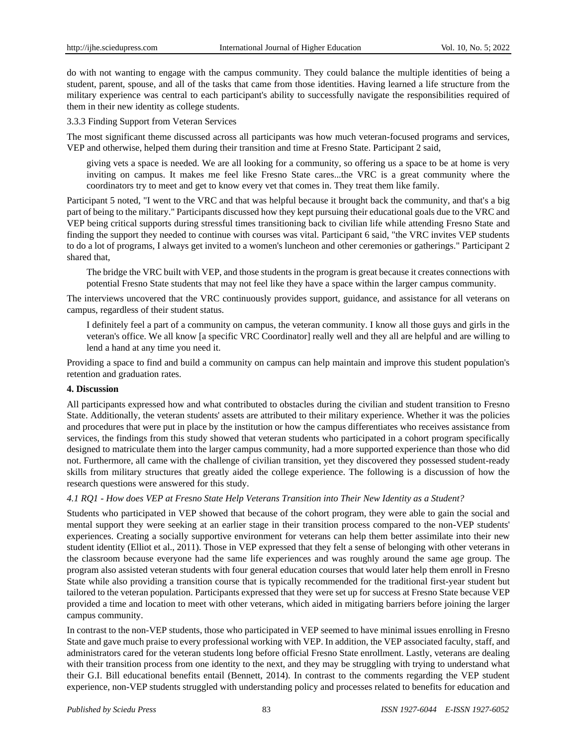do with not wanting to engage with the campus community. They could balance the multiple identities of being a student, parent, spouse, and all of the tasks that came from those identities. Having learned a life structure from the military experience was central to each participant's ability to successfully navigate the responsibilities required of them in their new identity as college students.

3.3.3 Finding Support from Veteran Services

The most significant theme discussed across all participants was how much veteran-focused programs and services, VEP and otherwise, helped them during their transition and time at Fresno State. Participant 2 said,

> giving vets a space is needed. We are all looking for a community, so offering us a space to be at home is very inviting on campus. It makes me feel like Fresno State cares...the VRC is a great community where the coordinators try to meet and get to know every vet that comes in. They treat them like family.

Participant 5 noted, "I went to the VRC and that was helpful because it brought back the community, and that's a big part of being to the military." Participants discussed how they kept pursuing their educational goals due to the VRC and VEP being critical supports during stressful times transitioning back to civilian life while attending Fresno State and finding the support they needed to continue with courses was vital. Participant 6 said, "the VRC invites VEP students to do a lot of programs, I always get invited to a women's luncheon and other ceremonies or gatherings." Participant 2 shared that,

> The bridge the VRC built with VEP, and those students in the program is great because it creates connections with potential Fresno State students that may not feel like they have a space within the larger campus community.

The interviews uncovered that the VRC continuously provides support, guidance, and assistance for all veterans on campus, regardless of their student status.

> I definitely feel a part of a community on campus, the veteran community. I know all those guys and girls in the veteran's office. We all know [a specific VRC Coordinator] really well and they all are helpful and are willing to lend a hand at any time you need it.

Providing a space to find and build a community on campus can help maintain and improve this student population's retention and graduation rates.

## 4. Discussion

All participants expressed how and what contributed to obstacles during the civilian and student transition to Fresno State. Additionally, the veteran students' assets are attributed to their military experience. Whether it was the policies and procedures that were put in place by the institution or how the campus differentiates who receives assistance from services, the findings from this study showed that veteran students who participated in a cohort program specifically designed to matriculate them into the larger campus community, had a more supported experience than those who did not. Furthermore, all came with the challenge of civilian transition, yet they discovered they possessed student-ready skills from military structures that greatly aided the college experience. The following is a discussion of how the research questions were answered for this study.

### *4.1 RQ1 - How does VEP at Fresno State Help Veterans Transition into Their New Identity as a Student?*

Students who participated in VEP showed that because of the cohort program, they were able to gain the social and mental support they were seeking at an earlier stage in their transition process compared to the non-VEP students' experiences. Creating a socially supportive environment for veterans can help them better assimilate into their new student identity (Elliot et al., 2011). Those in VEP expressed that they felt a sense of belonging with other veterans in the classroom because everyone had the same life experiences and was roughly around the same age group. The program also assisted veteran students with four general education courses that would later help them enroll in Fresno State while also providing a transition course that is typically recommended for the traditional first-year student but tailored to the veteran population. Participants expressed that they were set up for success at Fresno State because VEP provided a time and location to meet with other veterans, which aided in mitigating barriers before joining the larger campus community.

In contrast to the non-VEP students, those who participated in VEP seemed to have minimal issues enrolling in Fresno State and gave much praise to every professional working with VEP. In addition, the VEP associated faculty, staff, and administrators cared for the veteran students long before official Fresno State enrollment. Lastly, veterans are dealing with their transition process from one identity to the next, and they may be struggling with trying to understand what their G.I. Bill educational benefits entail (Bennett, 2014). In contrast to the comments regarding the VEP student experience, non-VEP students struggled with understanding policy and processes related to benefits for education and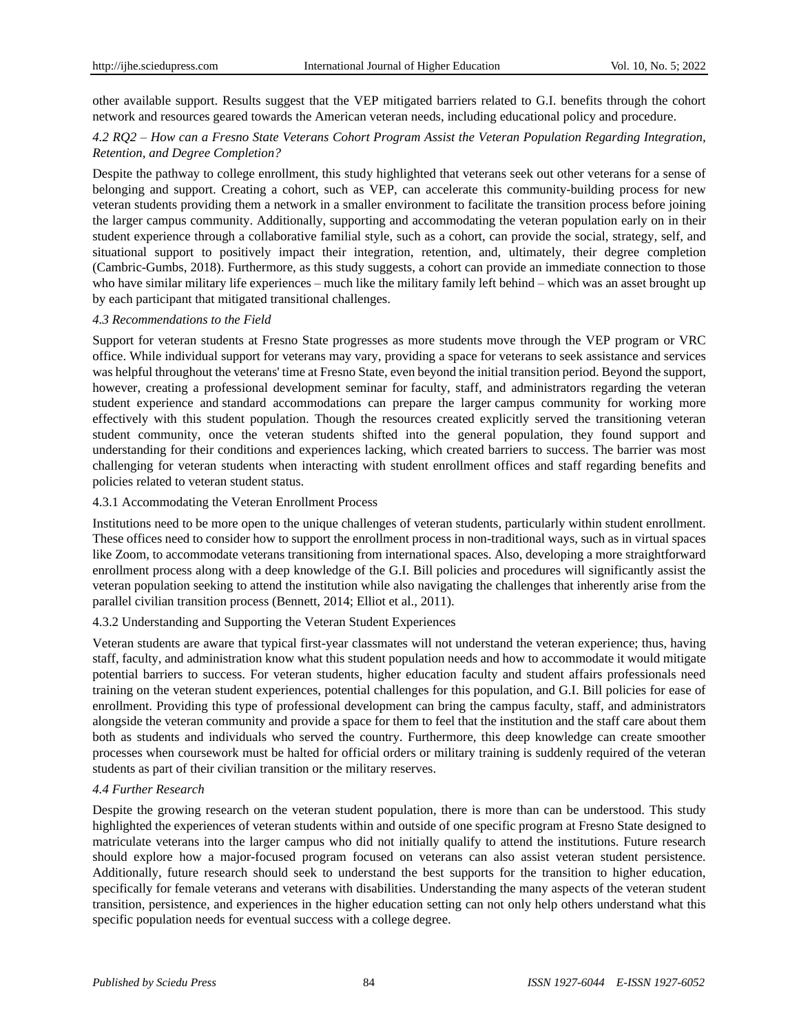other available support. Results suggest that the VEP mitigated barriers related to G.I. benefits through the cohort network and resources geared towards the American veteran needs, including educational policy and procedure.

### *4.2 RQ2 – How can a Fresno State Veterans Cohort Program Assist the Veteran Population Regarding Integration, Retention, and Degree Completion?*

Despite the pathway to college enrollment, this study highlighted that veterans seek out other veterans for a sense of belonging and support. Creating a cohort, such as VEP, can accelerate this community-building process for new veteran students providing them a network in a smaller environment to facilitate the transition process before joining the larger campus community. Additionally, supporting and accommodating the veteran population early on in their student experience through a collaborative familial style, such as a cohort, can provide the social, strategy, self, and situational support to positively impact their integration, retention, and, ultimately, their degree completion (Cambric-Gumbs, 2018). Furthermore, as this study suggests, a cohort can provide an immediate connection to those who have similar military life experiences – much like the military family left behind – which was an asset brought up by each participant that mitigated transitional challenges.

### *4.3 Recommendations to the Field*

Support for veteran students at Fresno State progresses as more students move through the VEP program or VRC office. While individual support for veterans may vary, providing a space for veterans to seek assistance and services was helpful throughout the veterans' time at Fresno State, even beyond the initial transition period. Beyond the support, however, creating a professional development seminar for faculty, staff, and administrators regarding the veteran student experience and standard accommodations can prepare the larger campus community for working more effectively with this student population. Though the resources created explicitly served the transitioning veteran student community, once the veteran students shifted into the general population, they found support and understanding for their conditions and experiences lacking, which created barriers to success. The barrier was most challenging for veteran students when interacting with student enrollment offices and staff regarding benefits and policies related to veteran student status.

#### 4.3.1 Accommodating the Veteran Enrollment Process

Institutions need to be more open to the unique challenges of veteran students, particularly within student enrollment. These offices need to consider how to support the enrollment process in non-traditional ways, such as in virtual spaces like Zoom, to accommodate veterans transitioning from international spaces. Also, developing a more straightforward enrollment process along with a deep knowledge of the G.I. Bill policies and procedures will significantly assist the veteran population seeking to attend the institution while also navigating the challenges that inherently arise from the parallel civilian transition process (Bennett, 2014; Elliot et al., 2011).

#### 4.3.2 Understanding and Supporting the Veteran Student Experiences

Veteran students are aware that typical first-year classmates will not understand the veteran experience; thus, having staff, faculty, and administration know what this student population needs and how to accommodate it would mitigate potential barriers to success. For veteran students, higher education faculty and student affairs professionals need training on the veteran student experiences, potential challenges for this population, and G.I. Bill policies for ease of enrollment. Providing this type of professional development can bring the campus faculty, staff, and administrators alongside the veteran community and provide a space for them to feel that the institution and the staff care about them both as students and individuals who served the country. Furthermore, this deep knowledge can create smoother processes when coursework must be halted for official orders or military training is suddenly required of the veteran students as part of their civilian transition or the military reserves.

### *4.4 Further Research*

Despite the growing research on the veteran student population, there is more than can be understood. This study highlighted the experiences of veteran students within and outside of one specific program at Fresno State designed to matriculate veterans into the larger campus who did not initially qualify to attend the institutions. Future research should explore how a major-focused program focused on veterans can also assist veteran student persistence. Additionally, future research should seek to understand the best supports for the transition to higher education, specifically for female veterans and veterans with disabilities. Understanding the many aspects of the veteran student transition, persistence, and experiences in the higher education setting can not only help others understand what this specific population needs for eventual success with a college degree.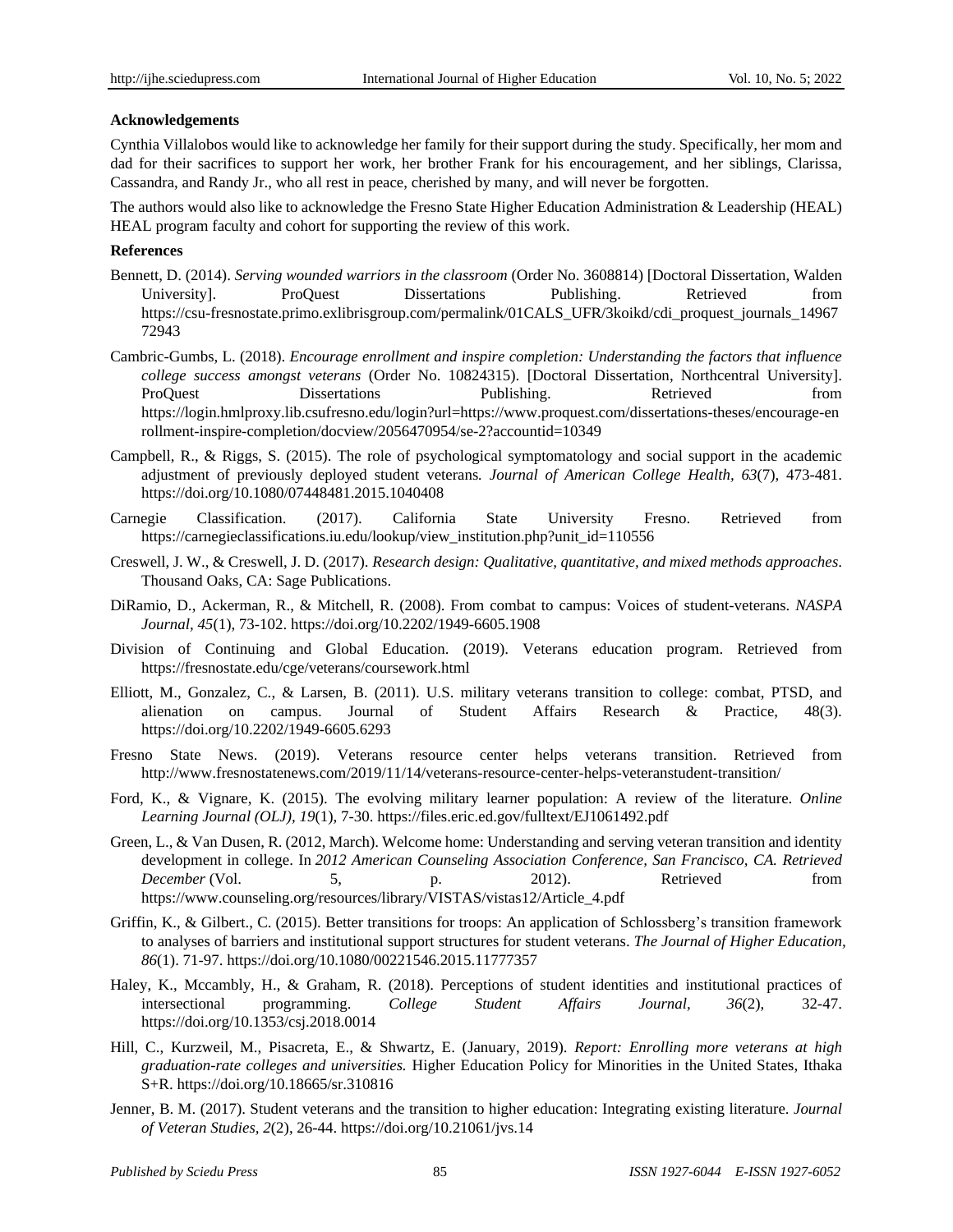**Acknowledgements**

Cynthia Villalobos would like to acknowledge her family for their support during the study. Specifically, her mom and dad for their sacrifices to support her work, her brother Frank for his encouragement, and her siblings, Clarissa, Cassandra, and Randy Jr., who all rest in peace, cherished by many, and will never be forgotten.

The authors would also like to acknowledge the Fresno State Higher Education Administration & Leadership (HEAL) HEAL program faculty and cohort for supporting the review of this work.

**References**

Bennett, D. (2014). *Serving wounded warriors in the classroom* (Order No. 3608814) [Doctoral Dissertation, Walden University]. ProQuest Dissertations Publishing. Retrieved from https://csu-fresnostate.primo.exlibrisgroup.com/permalink/01CALS_UFR/3koikd/cdi_proquest_journals_1496772943

Cambric-Gumbs, L. (2018). *Encourage enrollment and inspire completion: Understanding the factors that influence college success amongst veterans* (Order No. 10824315). [Doctoral Dissertation, Northcentral University]. ProQuest Dissertations Publishing. Retrieved from https://login.hmlproxy.lib.csufresno.edu/login?url=https://www.proquest.com/dissertations-theses/encourage-enrollment-inspire-completion/docview/2056470954/se-2?accountid=10349

Campbell, R., & Riggs, S. (2015). The role of psychological symptomatology and social support in the academic adjustment of previously deployed student veterans*. Journal of American College Health, 63*(7), 473-481. https://doi.org/10.1080/07448481.2015.1040408

Carnegie Classification. (2017). California State University Fresno. Retrieved from https://carnegieclassifications.iu.edu/lookup/view_institution.php?unit_id=110556

Creswell, J. W., & Creswell, J. D. (2017). *Research design: Qualitative, quantitative, and mixed methods approaches*. Thousand Oaks, CA: Sage Publications.

DiRamio, D., Ackerman, R., & Mitchell, R. (2008). From combat to campus: Voices of student-veterans. *NASPA Journal*, *45*(1), 73-102. https://doi.org/10.2202/1949-6605.1908

Division of Continuing and Global Education. (2019). Veterans education program. Retrieved from https://fresnostate.edu/cge/veterans/coursework.html

Elliott, M., Gonzalez, C., & Larsen, B. (2011). U.S. military veterans transition to college: combat, PTSD, and alienation on campus. Journal of Student Affairs Research & Practice, 48(3). https://doi.org/10.2202/1949-6605.6293

Fresno State News. (2019). Veterans resource center helps veterans transition. Retrieved from http://www.fresnostatenews.com/2019/11/14/veterans-resource-center-helps-veteranstudent-transition/

Ford, K., & Vignare, K. (2015). The evolving military learner population: A review of the literature. *Online Learning Journal (OLJ), 19*(1), 7-30. https://files.eric.ed.gov/fulltext/EJ1061492.pdf

Green, L., & Van Dusen, R. (2012, March). Welcome home: Understanding and serving veteran transition and identity development in college. In *2012 American Counseling Association Conference, San Francisco, CA. Retrieved December* (Vol. 5, p. 2012). Retrieved from https://www.counseling.org/resources/library/VISTAS/vistas12/Article_4.pdf

Griffin, K., & Gilbert., C. (2015). Better transitions for troops: An application of Schlossberg's transition framework to analyses of barriers and institutional support structures for student veterans. *The Journal of Higher Education, 86*(1). 71-97. https://doi.org/10.1080/00221546.2015.11777357

Haley, K., Mccambly, H., & Graham, R. (2018). Perceptions of student identities and institutional practices of intersectional programming. *College Student Affairs Journal, 36*(2), 32-47. https://doi.org/10.1353/csj.2018.0014

Hill, C., Kurzweil, M., Pisacreta, E., & Shwartz, E. (January, 2019). *Report: Enrolling more veterans at high graduation-rate colleges and universities.* Higher Education Policy for Minorities in the United States, Ithaka S+R. https://doi.org/10.18665/sr.310816

Jenner, B. M. (2017). Student veterans and the transition to higher education: Integrating existing literature. *Journal of Veteran Studies, 2*(2), 26-44. https://doi.org/10.21061/jvs.14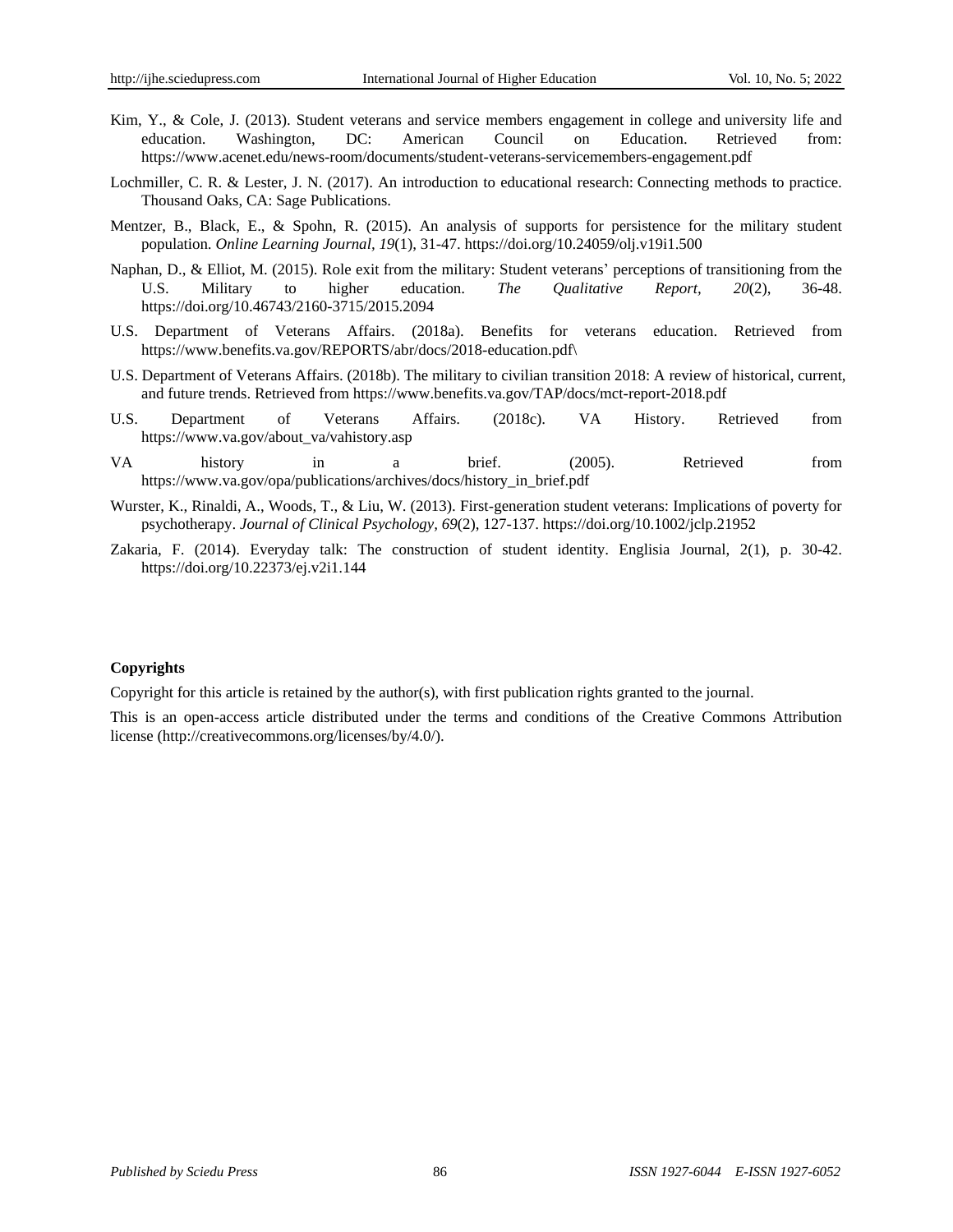Kim, Y., & Cole, J. (2013). Student veterans and service members engagement in college and university life and education. Washington, DC: American Council on Education. Retrieved from: https://www.acenet.edu/news-room/documents/student-veterans-servicemembers-engagement.pdf

Lochmiller, C. R. & Lester, J. N. (2017). An introduction to educational research: Connecting methods to practice. Thousand Oaks, CA: Sage Publications.

Mentzer, B., Black, E., & Spohn, R. (2015). An analysis of supports for persistence for the military student population. *Online Learning Journal, 19*(1), 31-47. https://doi.org/10.24059/olj.v19i1.500

Naphan, D., & Elliot, M. (2015). Role exit from the military: Student veterans' perceptions of transitioning from the U.S. Military to higher education. *The Qualitative Report, 20*(2), 36-48. https://doi.org/10.46743/2160-3715/2015.2094

U.S. Department of Veterans Affairs. (2018a). Benefits for veterans education. Retrieved from https://www.benefits.va.gov/REPORTS/abr/docs/2018-education.pdf\

U.S. Department of Veterans Affairs. (2018b). The military to civilian transition 2018: A review of historical, current, and future trends. Retrieved from https://www.benefits.va.gov/TAP/docs/mct-report-2018.pdf

U.S. Department of Veterans Affairs. (2018c). VA History. Retrieved from https://www.va.gov/about_va/vahistory.asp

VA history in a brief. (2005). Retrieved from https://www.va.gov/opa/publications/archives/docs/history_in_brief.pdf

Wurster, K., Rinaldi, A., Woods, T., & Liu, W. (2013). First-generation student veterans: Implications of poverty for psychotherapy. *Journal of Clinical Psychology, 69*(2), 127-137. https://doi.org/10.1002/jclp.21952

Zakaria, F. (2014). Everyday talk: The construction of student identity. Englisia Journal, 2(1), p. 30-42. https://doi.org/10.22373/ej.v2i1.144

**Copyrights**

Copyright for this article is retained by the author(s), with first publication rights granted to the journal.

This is an open-access article distributed under the terms and conditions of the Creative Commons Attribution license (http://creativecommons.org/licenses/by/4.0/).